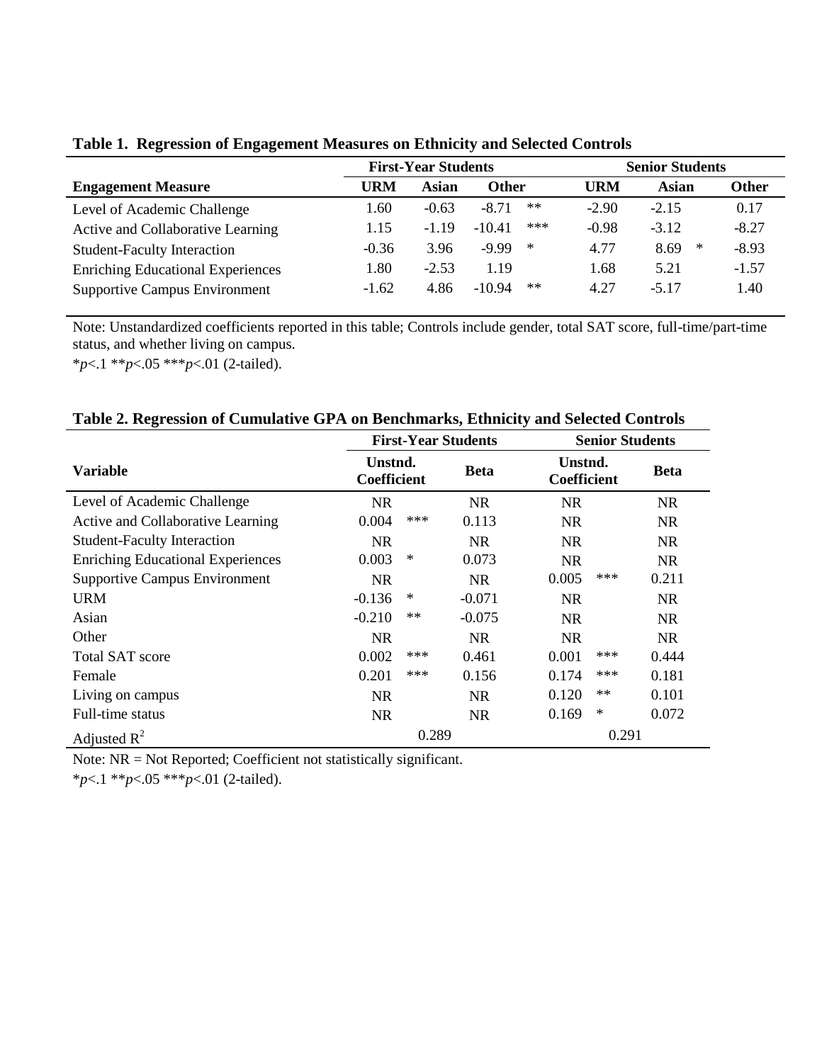**Table 1. Regression of Engagement Measures on Ethnicity and Selected Controls**

| | First-Year Students | | | | Senior Students | | | |
|---|---|---|---|---|---|---|---|---|
| **Engagement Measure** | **URM** | **Asian** | **Other** | | **URM** | **Asian** | | **Other** |
| Level of Academic Challenge | 1.60 | -0.63 | -8.71 | ** | -2.90 | -2.15 | | 0.17 |
| Active and Collaborative Learning | 1.15 | -1.19 | -10.41 | *** | -0.98 | -3.12 | | -8.27 |
| Student-Faculty Interaction | -0.36 | 3.96 | -9.99 | * | 4.77 | 8.69 | * | -8.93 |
| Enriching Educational Experiences | 1.80 | -2.53 | 1.19 | | 1.68 | 5.21 | | -1.57 |
| Supportive Campus Environment | -1.62 | 4.86 | -10.94 | ** | 4.27 | -5.17 | | 1.40 |

Note: Unstandardized coefficients reported in this table; Controls include gender, total SAT score, full-time/part-time status, and whether living on campus.

*$p<.1$ **$p<.05$ ***$p<.01$ (2-tailed).

**Table 2. Regression of Cumulative GPA on Benchmarks, Ethnicity and Selected Controls**

| | First-Year Students | | | Senior Students | | |
|---|---|---|---|---|---|---|
| **Variable** | **Unstnd. Coefficient** | | **Beta** | **Unstnd. Coefficient** | | **Beta** |
| Level of Academic Challenge | NR | | NR | NR | | NR |
| Active and Collaborative Learning | 0.004 | *** | 0.113 | NR | | NR |
| Student-Faculty Interaction | NR | | NR | NR | | NR |
| Enriching Educational Experiences | 0.003 | * | 0.073 | NR | | NR |
| Supportive Campus Environment | NR | | NR | 0.005 | *** | 0.211 |
| URM | -0.136 | * | -0.071 | NR | | NR |
| Asian | -0.210 | ** | -0.075 | NR | | NR |
| Other | NR | | NR | NR | | NR |
| Total SAT score | 0.002 | *** | 0.461 | 0.001 | *** | 0.444 |
| Female | 0.201 | *** | 0.156 | 0.174 | *** | 0.181 |
| Living on campus | NR | | NR | 0.120 | ** | 0.101 |
| Full-time status | NR | | NR | 0.169 | * | 0.072 |
| Adjusted $R^2$ | 0.289 | | | 0.291 | | |

Note: NR = Not Reported; Coefficient not statistically significant.

*$p<.1$ **$p<.05$ ***$p<.01$ (2-tailed).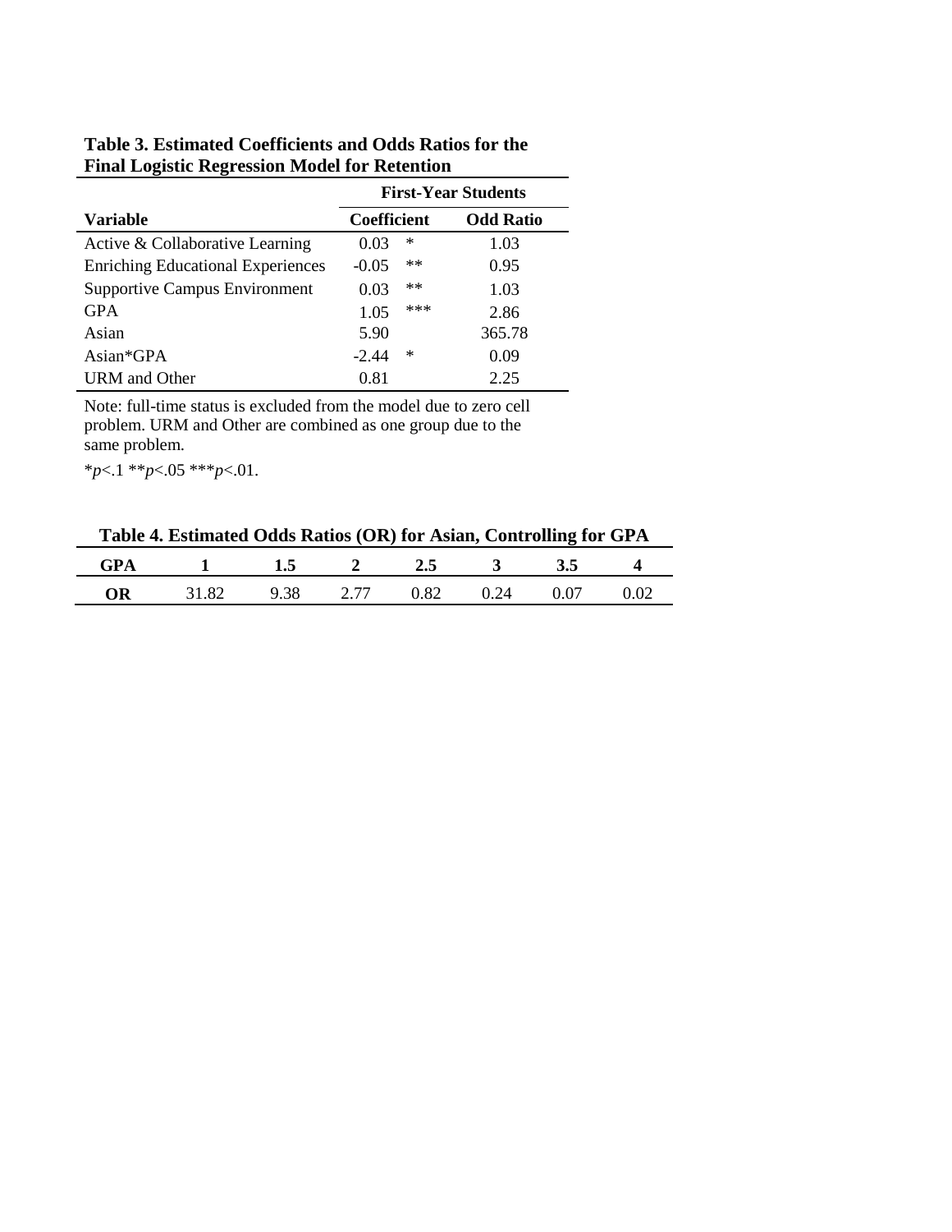**Table 3. Estimated Coefficients and Odds Ratios for the Final Logistic Regression Model for Retention**

| | First-Year Students | | |
|---|---|---|---|
| **Variable** | **Coefficient** | | **Odd Ratio** |
| Active & Collaborative Learning | 0.03 | * | 1.03 |
| Enriching Educational Experiences | -0.05 | ** | 0.95 |
| Supportive Campus Environment | 0.03 | ** | 1.03 |
| GPA | 1.05 | *** | 2.86 |
| Asian | 5.90 | | 365.78 |
| Asian*GPA | -2.44 | * | 0.09 |
| URM and Other | 0.81 | | 2.25 |

Note: full-time status is excluded from the model due to zero cell problem. URM and Other are combined as one group due to the same problem.

*$p$<.1 **$p$<.05 ***$p$<.01.

**Table 4. Estimated Odds Ratios (OR) for Asian, Controlling for GPA**

| **GPA** | **1** | **1.5** | **2** | **2.5** | **3** | **3.5** | **4** |
|---|---|---|---|---|---|---|---|
| **OR** | 31.82 | 9.38 | 2.77 | 0.82 | 0.24 | 0.07 | 0.02 |